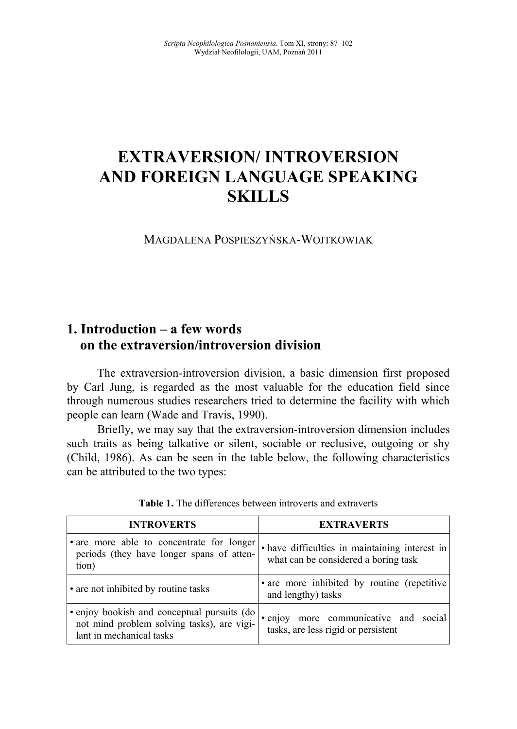// EXTRAVERSION/ INTROVERSION AND FOREIGN LANGUAGE SPEAKING SKILLS

MAGDALENA POSPIESZYŃSKA-WOJTKOWIAK

## 1. Introduction – a few words on the extraversion/introversion division

The extraversion-introversion division, a basic dimension first proposed by Carl Jung, is regarded as the most valuable for the education field since through numerous studies researchers tried to determine the facility with which people can learn (Wade and Travis, 1990).

Briefly, we may say that the extraversion-introversion dimension includes such traits as being talkative or silent, sociable or reclusive, outgoing or shy (Child, 1986). As can be seen in the table below, the following characteristics can be attributed to the two types:

**Table 1.** The differences between introverts and extraverts

| INTROVERTS | EXTRAVERTS |
| --- | --- |
| • are more able to concentrate for longer periods (they have longer spans of attention) | • have difficulties in maintaining interest in what can be considered a boring task |
| • are not inhibited by routine tasks | • are more inhibited by routine (repetitive and lengthy) tasks |
| • enjoy bookish and conceptual pursuits (do not mind problem solving tasks), are vigilant in mechanical tasks | • enjoy more communicative and social tasks, are less rigid or persistent |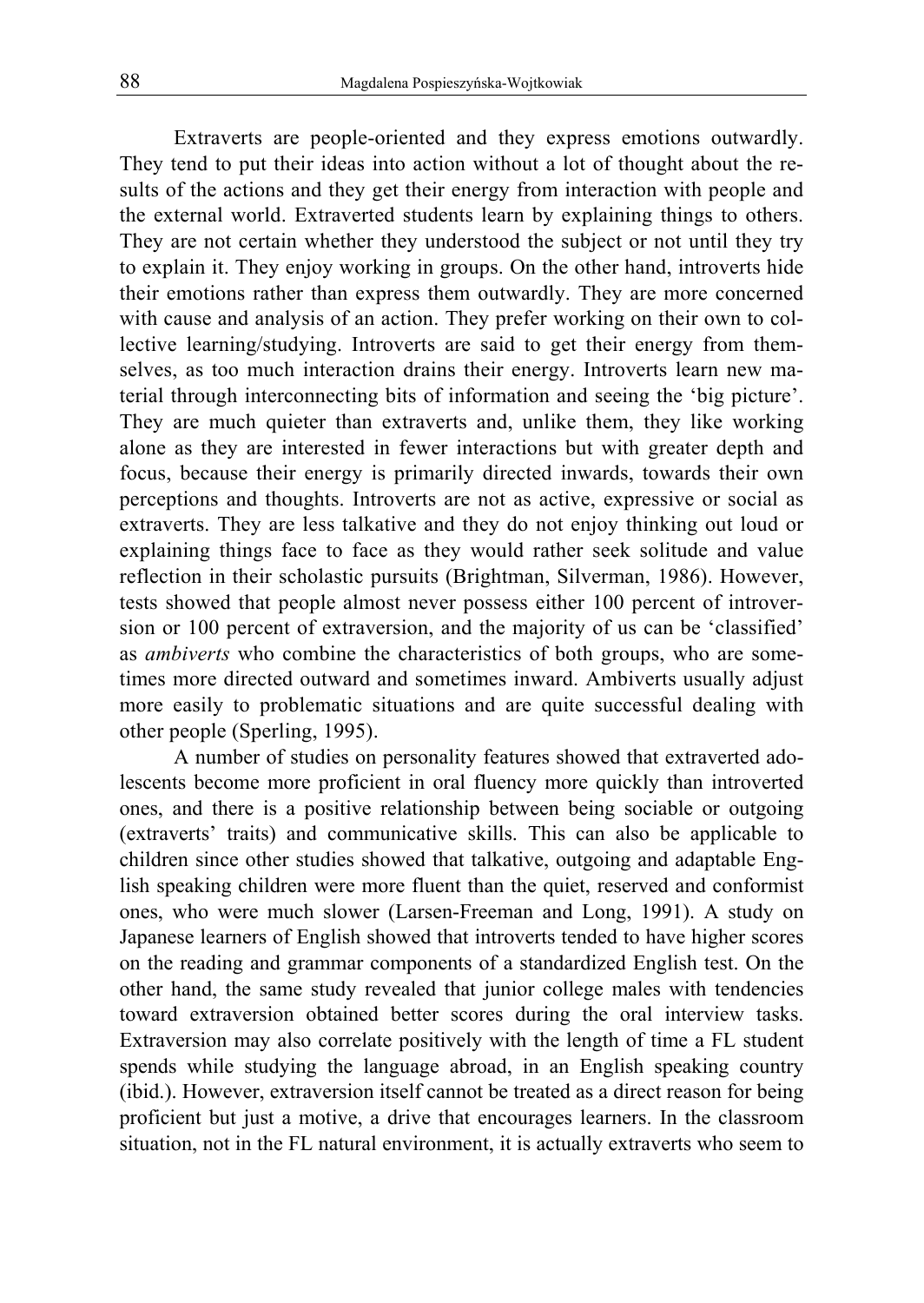Extraverts are people-oriented and they express emotions outwardly. They tend to put their ideas into action without a lot of thought about the results of the actions and they get their energy from interaction with people and the external world. Extraverted students learn by explaining things to others. They are not certain whether they understood the subject or not until they try to explain it. They enjoy working in groups. On the other hand, introverts hide their emotions rather than express them outwardly. They are more concerned with cause and analysis of an action. They prefer working on their own to collective learning/studying. Introverts are said to get their energy from themselves, as too much interaction drains their energy. Introverts learn new material through interconnecting bits of information and seeing the 'big picture'. They are much quieter than extraverts and, unlike them, they like working alone as they are interested in fewer interactions but with greater depth and focus, because their energy is primarily directed inwards, towards their own perceptions and thoughts. Introverts are not as active, expressive or social as extraverts. They are less talkative and they do not enjoy thinking out loud or explaining things face to face as they would rather seek solitude and value reflection in their scholastic pursuits (Brightman, Silverman, 1986). However, tests showed that people almost never possess either 100 percent of introversion or 100 percent of extraversion, and the majority of us can be 'classified' as *ambiverts* who combine the characteristics of both groups, who are sometimes more directed outward and sometimes inward. Ambiverts usually adjust more easily to problematic situations and are quite successful dealing with other people (Sperling, 1995).

A number of studies on personality features showed that extraverted adolescents become more proficient in oral fluency more quickly than introverted ones, and there is a positive relationship between being sociable or outgoing (extraverts' traits) and communicative skills. This can also be applicable to children since other studies showed that talkative, outgoing and adaptable English speaking children were more fluent than the quiet, reserved and conformist ones, who were much slower (Larsen-Freeman and Long, 1991). A study on Japanese learners of English showed that introverts tended to have higher scores on the reading and grammar components of a standardized English test. On the other hand, the same study revealed that junior college males with tendencies toward extraversion obtained better scores during the oral interview tasks. Extraversion may also correlate positively with the length of time a FL student spends while studying the language abroad, in an English speaking country (ibid.). However, extraversion itself cannot be treated as a direct reason for being proficient but just a motive, a drive that encourages learners. In the classroom situation, not in the FL natural environment, it is actually extraverts who seem to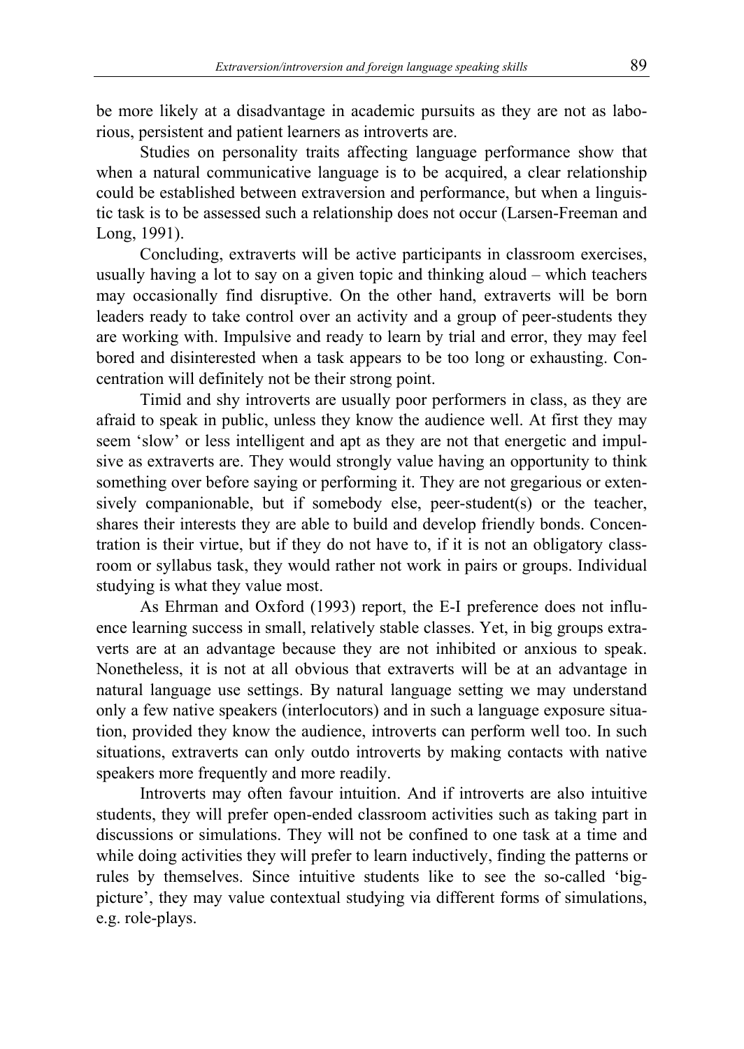be more likely at a disadvantage in academic pursuits as they are not as laborious, persistent and patient learners as introverts are.

Studies on personality traits affecting language performance show that when a natural communicative language is to be acquired, a clear relationship could be established between extraversion and performance, but when a linguistic task is to be assessed such a relationship does not occur (Larsen-Freeman and Long, 1991).

Concluding, extraverts will be active participants in classroom exercises, usually having a lot to say on a given topic and thinking aloud – which teachers may occasionally find disruptive. On the other hand, extraverts will be born leaders ready to take control over an activity and a group of peer-students they are working with. Impulsive and ready to learn by trial and error, they may feel bored and disinterested when a task appears to be too long or exhausting. Concentration will definitely not be their strong point.

Timid and shy introverts are usually poor performers in class, as they are afraid to speak in public, unless they know the audience well. At first they may seem 'slow' or less intelligent and apt as they are not that energetic and impulsive as extraverts are. They would strongly value having an opportunity to think something over before saying or performing it. They are not gregarious or extensively companionable, but if somebody else, peer-student(s) or the teacher, shares their interests they are able to build and develop friendly bonds. Concentration is their virtue, but if they do not have to, if it is not an obligatory classroom or syllabus task, they would rather not work in pairs or groups. Individual studying is what they value most.

As Ehrman and Oxford (1993) report, the E-I preference does not influence learning success in small, relatively stable classes. Yet, in big groups extraverts are at an advantage because they are not inhibited or anxious to speak. Nonetheless, it is not at all obvious that extraverts will be at an advantage in natural language use settings. By natural language setting we may understand only a few native speakers (interlocutors) and in such a language exposure situation, provided they know the audience, introverts can perform well too. In such situations, extraverts can only outdo introverts by making contacts with native speakers more frequently and more readily.

Introverts may often favour intuition. And if introverts are also intuitive students, they will prefer open-ended classroom activities such as taking part in discussions or simulations. They will not be confined to one task at a time and while doing activities they will prefer to learn inductively, finding the patterns or rules by themselves. Since intuitive students like to see the so-called 'big-picture', they may value contextual studying via different forms of simulations, e.g. role-plays.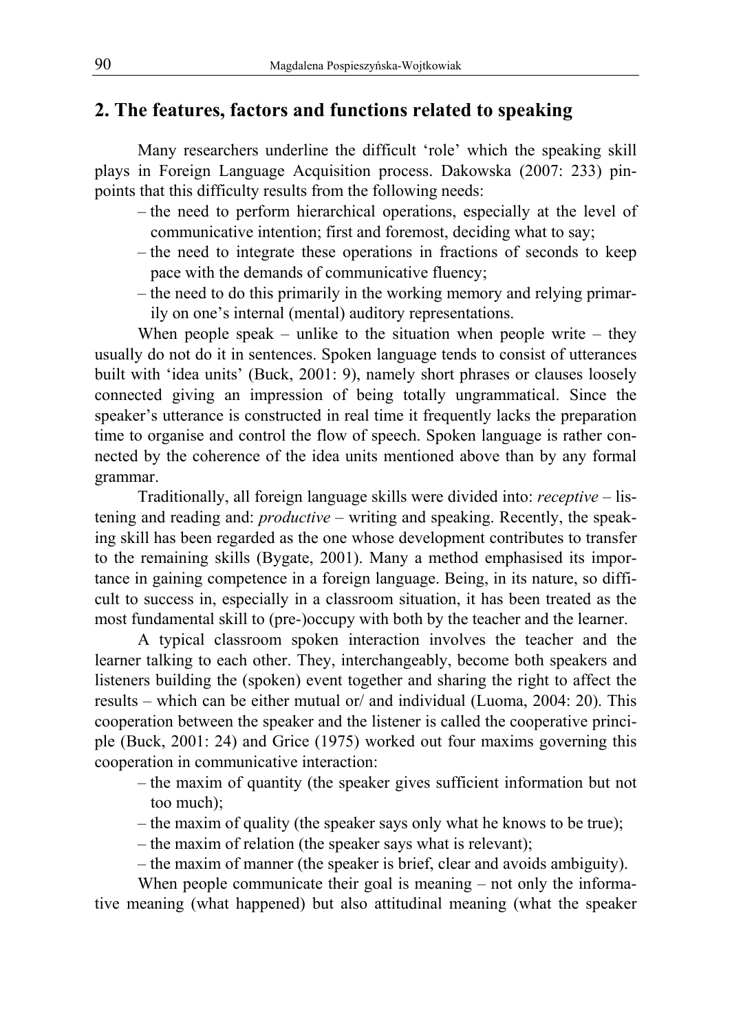## 2. The features, factors and functions related to speaking

Many researchers underline the difficult 'role' which the speaking skill plays in Foreign Language Acquisition process. Dakowska (2007: 233) pinpoints that this difficulty results from the following needs:

– the need to perform hierarchical operations, especially at the level of communicative intention; first and foremost, deciding what to say;
– the need to integrate these operations in fractions of seconds to keep pace with the demands of communicative fluency;
– the need to do this primarily in the working memory and relying primarily on one's internal (mental) auditory representations.

When people speak – unlike to the situation when people write – they usually do not do it in sentences. Spoken language tends to consist of utterances built with 'idea units' (Buck, 2001: 9), namely short phrases or clauses loosely connected giving an impression of being totally ungrammatical. Since the speaker's utterance is constructed in real time it frequently lacks the preparation time to organise and control the flow of speech. Spoken language is rather connected by the coherence of the idea units mentioned above than by any formal grammar.

Traditionally, all foreign language skills were divided into: *receptive* – listening and reading and: *productive* – writing and speaking. Recently, the speaking skill has been regarded as the one whose development contributes to transfer to the remaining skills (Bygate, 2001). Many a method emphasised its importance in gaining competence in a foreign language. Being, in its nature, so difficult to success in, especially in a classroom situation, it has been treated as the most fundamental skill to (pre-)occupy with both by the teacher and the learner.

A typical classroom spoken interaction involves the teacher and the learner talking to each other. They, interchangeably, become both speakers and listeners building the (spoken) event together and sharing the right to affect the results – which can be either mutual or/ and individual (Luoma, 2004: 20). This cooperation between the speaker and the listener is called the cooperative principle (Buck, 2001: 24) and Grice (1975) worked out four maxims governing this cooperation in communicative interaction:

– the maxim of quantity (the speaker gives sufficient information but not too much);
– the maxim of quality (the speaker says only what he knows to be true);
– the maxim of relation (the speaker says what is relevant);
– the maxim of manner (the speaker is brief, clear and avoids ambiguity).

When people communicate their goal is meaning – not only the informative meaning (what happened) but also attitudinal meaning (what the speaker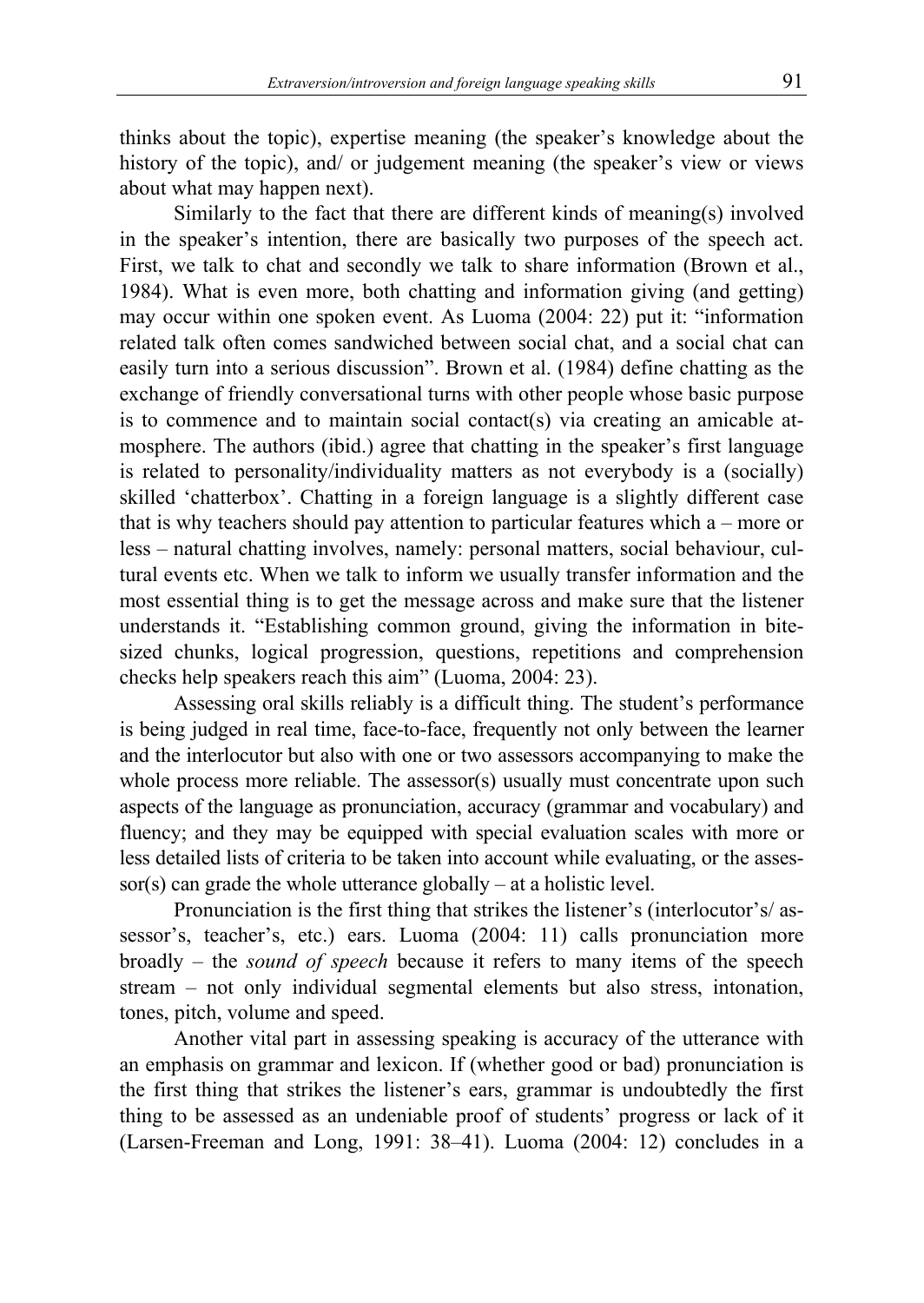thinks about the topic), expertise meaning (the speaker's knowledge about the history of the topic), and/ or judgement meaning (the speaker's view or views about what may happen next).

Similarly to the fact that there are different kinds of meaning(s) involved in the speaker's intention, there are basically two purposes of the speech act. First, we talk to chat and secondly we talk to share information (Brown et al., 1984). What is even more, both chatting and information giving (and getting) may occur within one spoken event. As Luoma (2004: 22) put it: "information related talk often comes sandwiched between social chat, and a social chat can easily turn into a serious discussion". Brown et al. (1984) define chatting as the exchange of friendly conversational turns with other people whose basic purpose is to commence and to maintain social contact(s) via creating an amicable atmosphere. The authors (ibid.) agree that chatting in the speaker's first language is related to personality/individuality matters as not everybody is a (socially) skilled 'chatterbox'. Chatting in a foreign language is a slightly different case that is why teachers should pay attention to particular features which a – more or less – natural chatting involves, namely: personal matters, social behaviour, cultural events etc. When we talk to inform we usually transfer information and the most essential thing is to get the message across and make sure that the listener understands it. "Establishing common ground, giving the information in bite-sized chunks, logical progression, questions, repetitions and comprehension checks help speakers reach this aim" (Luoma, 2004: 23).

Assessing oral skills reliably is a difficult thing. The student's performance is being judged in real time, face-to-face, frequently not only between the learner and the interlocutor but also with one or two assessors accompanying to make the whole process more reliable. The assessor(s) usually must concentrate upon such aspects of the language as pronunciation, accuracy (grammar and vocabulary) and fluency; and they may be equipped with special evaluation scales with more or less detailed lists of criteria to be taken into account while evaluating, or the assessor(s) can grade the whole utterance globally – at a holistic level.

Pronunciation is the first thing that strikes the listener's (interlocutor's/ assessor's, teacher's, etc.) ears. Luoma (2004: 11) calls pronunciation more broadly – the *sound of speech* because it refers to many items of the speech stream – not only individual segmental elements but also stress, intonation, tones, pitch, volume and speed.

Another vital part in assessing speaking is accuracy of the utterance with an emphasis on grammar and lexicon. If (whether good or bad) pronunciation is the first thing that strikes the listener's ears, grammar is undoubtedly the first thing to be assessed as an undeniable proof of students' progress or lack of it (Larsen-Freeman and Long, 1991: 38–41). Luoma (2004: 12) concludes in a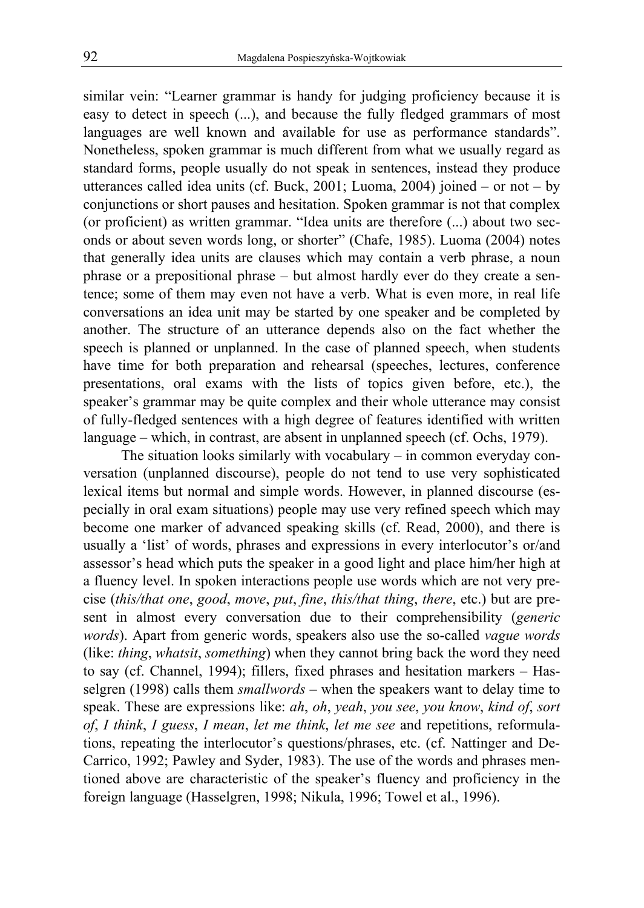similar vein: "Learner grammar is handy for judging proficiency because it is easy to detect in speech (...), and because the fully fledged grammars of most languages are well known and available for use as performance standards". Nonetheless, spoken grammar is much different from what we usually regard as standard forms, people usually do not speak in sentences, instead they produce utterances called idea units (cf. Buck, 2001; Luoma, 2004) joined – or not – by conjunctions or short pauses and hesitation. Spoken grammar is not that complex (or proficient) as written grammar. "Idea units are therefore (...) about two seconds or about seven words long, or shorter" (Chafe, 1985). Luoma (2004) notes that generally idea units are clauses which may contain a verb phrase, a noun phrase or a prepositional phrase – but almost hardly ever do they create a sentence; some of them may even not have a verb. What is even more, in real life conversations an idea unit may be started by one speaker and be completed by another. The structure of an utterance depends also on the fact whether the speech is planned or unplanned. In the case of planned speech, when students have time for both preparation and rehearsal (speeches, lectures, conference presentations, oral exams with the lists of topics given before, etc.), the speaker's grammar may be quite complex and their whole utterance may consist of fully-fledged sentences with a high degree of features identified with written language – which, in contrast, are absent in unplanned speech (cf. Ochs, 1979).

The situation looks similarly with vocabulary – in common everyday conversation (unplanned discourse), people do not tend to use very sophisticated lexical items but normal and simple words. However, in planned discourse (especially in oral exam situations) people may use very refined speech which may become one marker of advanced speaking skills (cf. Read, 2000), and there is usually a 'list' of words, phrases and expressions in every interlocutor's or/and assessor's head which puts the speaker in a good light and place him/her high at a fluency level. In spoken interactions people use words which are not very precise (*this/that one*, *good*, *move*, *put*, *fine*, *this/that thing*, *there*, etc.) but are present in almost every conversation due to their comprehensibility (*generic words*). Apart from generic words, speakers also use the so-called *vague words* (like: *thing*, *whatsit*, *something*) when they cannot bring back the word they need to say (cf. Channel, 1994); fillers, fixed phrases and hesitation markers – Hasselgren (1998) calls them *smallwords* – when the speakers want to delay time to speak. These are expressions like: *ah*, *oh*, *yeah*, *you see*, *you know*, *kind of*, *sort of*, *I think*, *I guess*, *I mean*, *let me think*, *let me see* and repetitions, reformulations, repeating the interlocutor's questions/phrases, etc. (cf. Nattinger and DeCarrico, 1992; Pawley and Syder, 1983). The use of the words and phrases mentioned above are characteristic of the speaker's fluency and proficiency in the foreign language (Hasselgren, 1998; Nikula, 1996; Towel et al., 1996).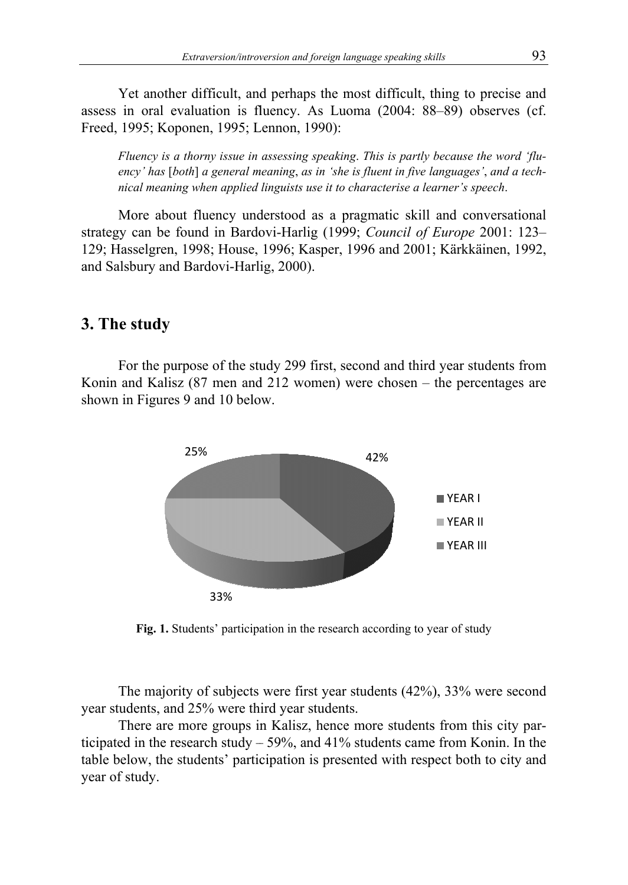Yet another difficult, and perhaps the most difficult, thing to precise and assess in oral evaluation is fluency. As Luoma (2004: 88–89) observes (cf. Freed, 1995; Koponen, 1995; Lennon, 1990):

> *Fluency is a thorny issue in assessing speaking. This is partly because the word 'fluency' has* [*both*] *a general meaning, as in 'she is fluent in five languages', and a technical meaning when applied linguists use it to characterise a learner's speech.*

More about fluency understood as a pragmatic skill and conversational strategy can be found in Bardovi-Harlig (1999; *Council of Europe* 2001: 123–129; Hasselgren, 1998; House, 1996; Kasper, 1996 and 2001; Kärkkäinen, 1992, and Salsbury and Bardovi-Harlig, 2000).

## 3. The study

For the purpose of the study 299 first, second and third year students from Konin and Kalisz (87 men and 212 women) were chosen – the percentages are shown in Figures 9 and 10 below.

25%
42%
YEAR I
YEAR II
YEAR III
33%

**Fig. 1.** Students' participation in the research according to year of study

The majority of subjects were first year students (42%), 33% were second year students, and 25% were third year students.

There are more groups in Kalisz, hence more students from this city participated in the research study – 59%, and 41% students came from Konin. In the table below, the students' participation is presented with respect both to city and year of study.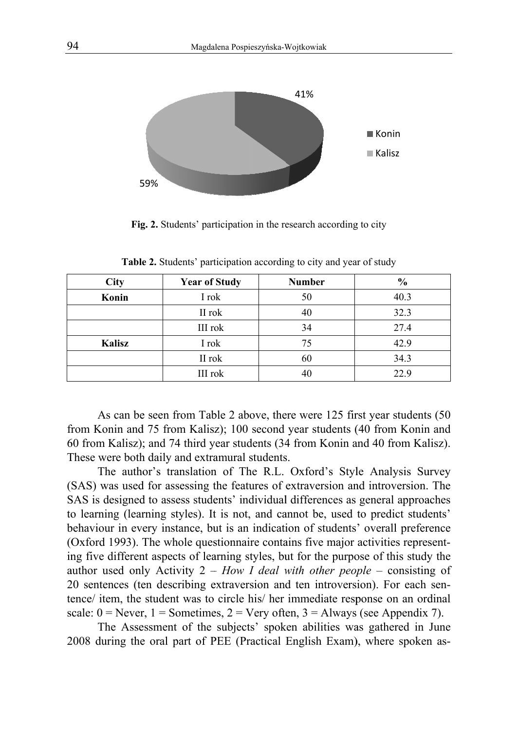Fig. 2. Students' participation in the research according to city

Table 2. Students' participation according to city and year of study

| City | Year of Study | Number | % |
|---|---|---|---|
| **Konin** | I rok | 50 | 40.3 |
| | II rok | 40 | 32.3 |
| | III rok | 34 | 27.4 |
| **Kalisz** | I rok | 75 | 42.9 |
| | II rok | 60 | 34.3 |
| | III rok | 40 | 22.9 |

As can be seen from Table 2 above, there were 125 first year students (50 from Konin and 75 from Kalisz); 100 second year students (40 from Konin and 60 from Kalisz); and 74 third year students (34 from Konin and 40 from Kalisz). These were both daily and extramural students.

The author's translation of The R.L. Oxford's Style Analysis Survey (SAS) was used for assessing the features of extraversion and introversion. The SAS is designed to assess students' individual differences as general approaches to learning (learning styles). It is not, and cannot be, used to predict students' behaviour in every instance, but is an indication of students' overall preference (Oxford 1993). The whole questionnaire contains five major activities representing five different aspects of learning styles, but for the purpose of this study the author used only Activity 2 – *How I deal with other people* – consisting of 20 sentences (ten describing extraversion and ten introversion). For each sentence/ item, the student was to circle his/ her immediate response on an ordinal scale: 0 = Never, 1 = Sometimes, 2 = Very often, 3 = Always (see Appendix 7).

The Assessment of the subjects' spoken abilities was gathered in June 2008 during the oral part of PEE (Practical English Exam), where spoken as-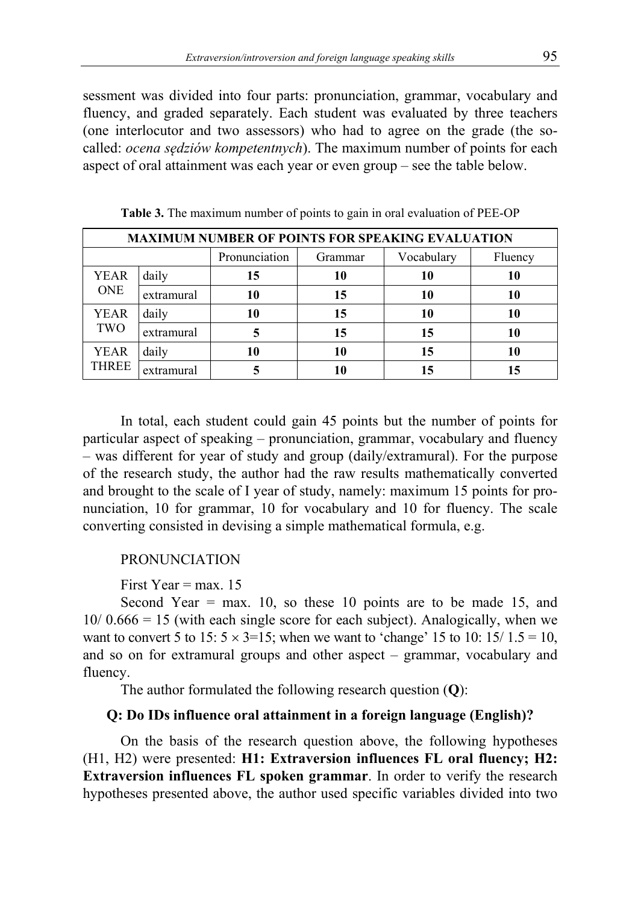sessment was divided into four parts: pronunciation, grammar, vocabulary and fluency, and graded separately. Each student was evaluated by three teachers (one interlocutor and two assessors) who had to agree on the grade (the so-called: *ocena sędziów kompetentnych*). The maximum number of points for each aspect of oral attainment was each year or even group – see the table below.

**Table 3.** The maximum number of points to gain in oral evaluation of PEE-OP

| MAXIMUM NUMBER OF POINTS FOR SPEAKING EVALUATION | | | | | |
|---|---|---|---|---|---|
| | | Pronunciation | Grammar | Vocabulary | Fluency |
| YEAR ONE | daily | **15** | **10** | **10** | **10** |
| | extramural | **10** | **15** | **10** | **10** |
| YEAR TWO | daily | **10** | **15** | **10** | **10** |
| | extramural | **5** | **15** | **15** | **10** |
| YEAR THREE | daily | **10** | **10** | **15** | **10** |
| | extramural | **5** | **10** | **15** | **15** |

In total, each student could gain 45 points but the number of points for particular aspect of speaking – pronunciation, grammar, vocabulary and fluency – was different for year of study and group (daily/extramural). For the purpose of the research study, the author had the raw results mathematically converted and brought to the scale of I year of study, namely: maximum 15 points for pronunciation, 10 for grammar, 10 for vocabulary and 10 for fluency. The scale converting consisted in devising a simple mathematical formula, e.g.

PRONUNCIATION

First Year = max. 15

Second Year = max. 10, so these 10 points are to be made 15, and $10/\ 0.666 = 15$ (with each single score for each subject). Analogically, when we want to convert 5 to 15: $5 \times 3 = 15$; when we want to 'change' 15 to 10: $15/\ 1.5 = 10$, and so on for extramural groups and other aspect – grammar, vocabulary and fluency.

The author formulated the following research question (**Q**):

**Q: Do IDs influence oral attainment in a foreign language (English)?**

On the basis of the research question above, the following hypotheses (H1, H2) were presented: **H1: Extraversion influences FL oral fluency; H2: Extraversion influences FL spoken grammar**. In order to verify the research hypotheses presented above, the author used specific variables divided into two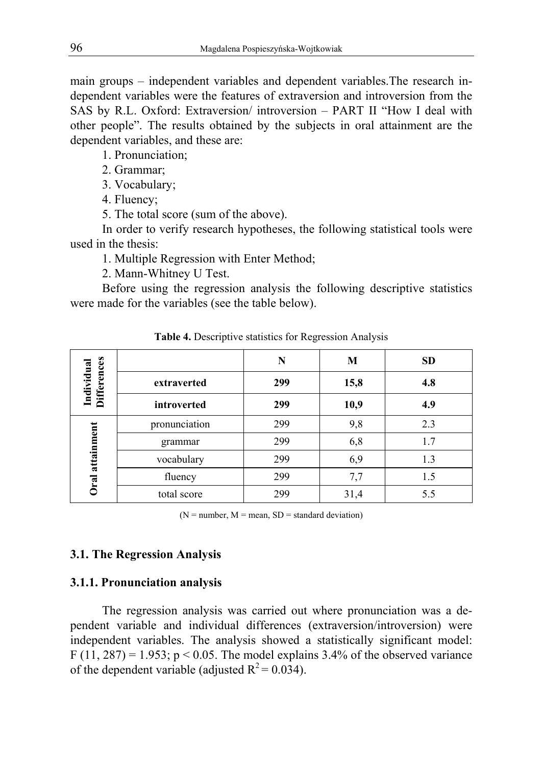main groups – independent variables and dependent variables.The research independent variables were the features of extraversion and introversion from the SAS by R.L. Oxford: Extraversion/ introversion – PART II "How I deal with other people". The results obtained by the subjects in oral attainment are the dependent variables, and these are:

1. Pronunciation;
2. Grammar;
3. Vocabulary;
4. Fluency;
5. The total score (sum of the above).

In order to verify research hypotheses, the following statistical tools were used in the thesis:

1. Multiple Regression with Enter Method;
2. Mann-Whitney U Test.

Before using the regression analysis the following descriptive statistics were made for the variables (see the table below).

**Table 4.** Descriptive statistics for Regression Analysis

| | | N | M | SD |
|---|---|---|---|---|
| **Individual Differences** | **extraverted** | **299** | **15,8** | **4.8** |
| | **introverted** | **299** | **10,9** | **4.9** |
| **Oral attainment** | pronunciation | 299 | 9,8 | 2.3 |
| | grammar | 299 | 6,8 | 1.7 |
| | vocabulary | 299 | 6,9 | 1.3 |
| | fluency | 299 | 7,7 | 1.5 |
| | total score | 299 | 31,4 | 5.5 |

(N = number, M = mean, SD = standard deviation)

### 3.1. The Regression Analysis

#### 3.1.1. Pronunciation analysis

The regression analysis was carried out where pronunciation was a dependent variable and individual differences (extraversion/introversion) were independent variables. The analysis showed a statistically significant model: $F(11, 287) = 1.953$; $p < 0.05$. The model explains 3.4% of the observed variance of the dependent variable (adjusted $R^2 = 0.034$).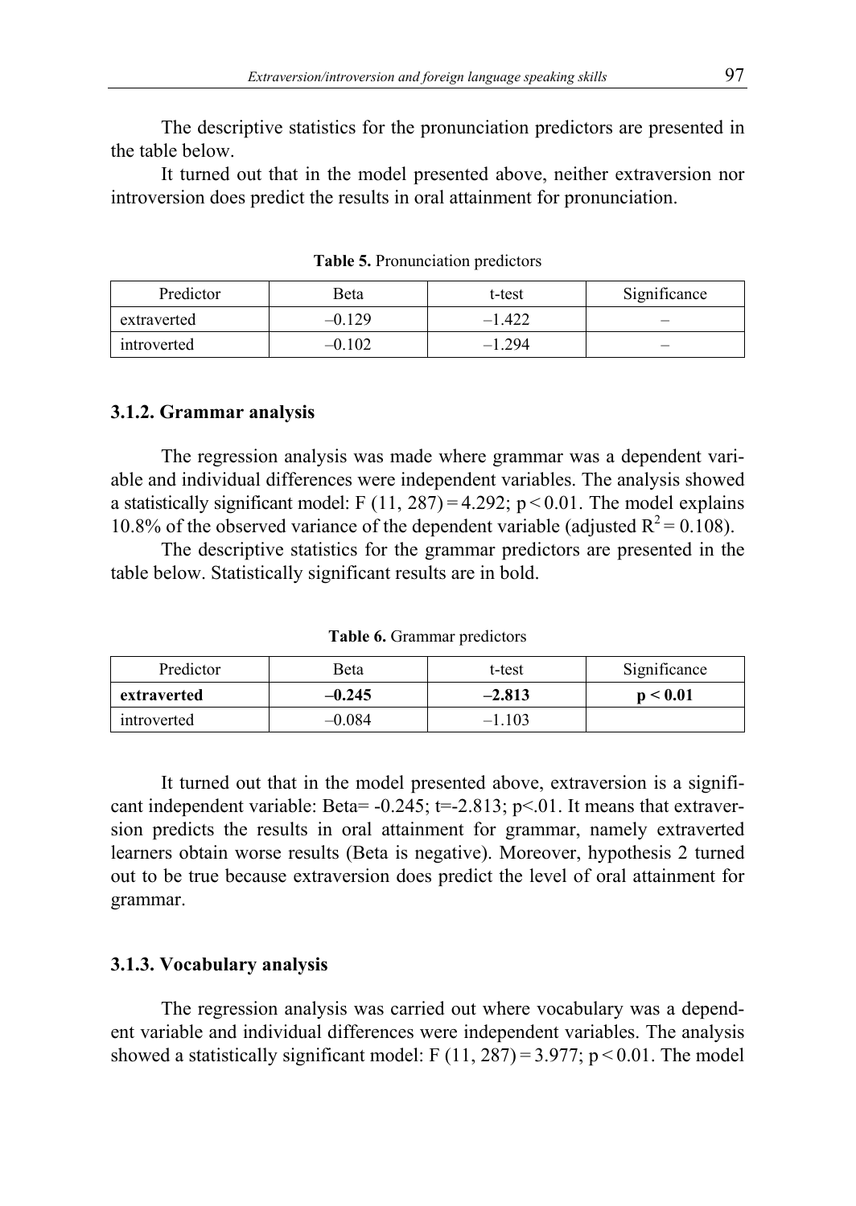The descriptive statistics for the pronunciation predictors are presented in the table below.

It turned out that in the model presented above, neither extraversion nor introversion does predict the results in oral attainment for pronunciation.

**Table 5.** Pronunciation predictors

| Predictor | Beta | t-test | Significance |
| --- | --- | --- | --- |
| extraverted | –0.129 | –1.422 | – |
| introverted | –0.102 | –1.294 | – |

### 3.1.2. Grammar analysis

The regression analysis was made where grammar was a dependent variable and individual differences were independent variables. The analysis showed a statistically significant model: $F (11, 287) = 4.292$; $p < 0.01$. The model explains 10.8% of the observed variance of the dependent variable (adjusted $R^2 = 0.108$).

The descriptive statistics for the grammar predictors are presented in the table below. Statistically significant results are in bold.

**Table 6.** Grammar predictors

| Predictor | Beta | t-test | Significance |
| --- | --- | --- | --- |
| **extraverted** | **–0.245** | **–2.813** | **$p < 0.01$** |
| introverted | –0.084 | –1.103 | |

It turned out that in the model presented above, extraversion is a significant independent variable: Beta= -0.245; t=-2.813; $p<.01$. It means that extraversion predicts the results in oral attainment for grammar, namely extraverted learners obtain worse results (Beta is negative). Moreover, hypothesis 2 turned out to be true because extraversion does predict the level of oral attainment for grammar.

### 3.1.3. Vocabulary analysis

The regression analysis was carried out where vocabulary was a dependent variable and individual differences were independent variables. The analysis showed a statistically significant model: $F (11, 287) = 3.977$; $p < 0.01$. The model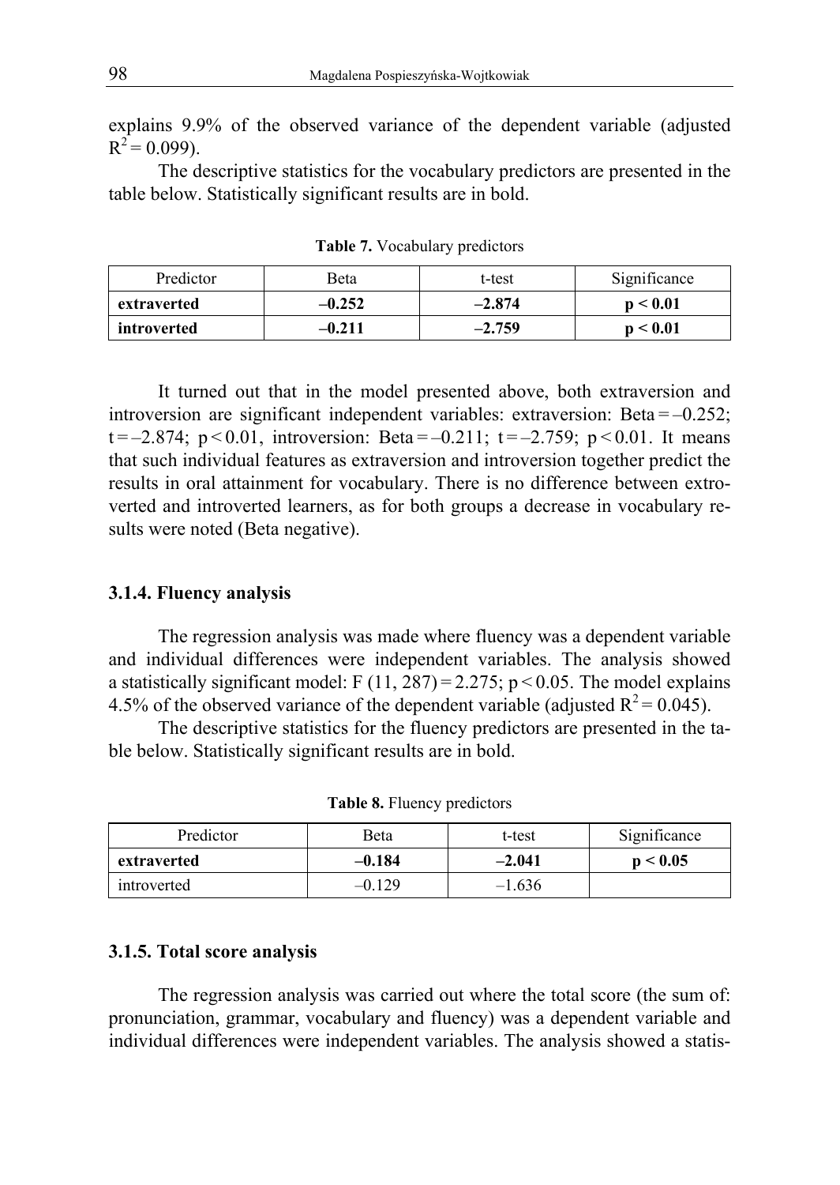explains 9.9% of the observed variance of the dependent variable (adjusted $R^2 = 0.099$).

The descriptive statistics for the vocabulary predictors are presented in the table below. Statistically significant results are in bold.

**Table 7.** Vocabulary predictors

| Predictor | Beta | t-test | Significance |
|---|---|---|---|
| **extraverted** | **–0.252** | **–2.874** | **$p < 0.01$** |
| **introverted** | **–0.211** | **–2.759** | **$p < 0.01$** |

It turned out that in the model presented above, both extraversion and introversion are significant independent variables: extraversion: Beta = –0.252; $t = -2.874$; $p < 0.01$, introversion: Beta = –0.211; $t = -2.759$; $p < 0.01$. It means that such individual features as extraversion and introversion together predict the results in oral attainment for vocabulary. There is no difference between extroverted and introverted learners, as for both groups a decrease in vocabulary results were noted (Beta negative).

### 3.1.4. Fluency analysis

The regression analysis was made where fluency was a dependent variable and individual differences were independent variables. The analysis showed a statistically significant model: $F(11, 287) = 2.275$; $p < 0.05$. The model explains 4.5% of the observed variance of the dependent variable (adjusted $R^2 = 0.045$).

The descriptive statistics for the fluency predictors are presented in the table below. Statistically significant results are in bold.

**Table 8.** Fluency predictors

| Predictor | Beta | t-test | Significance |
|---|---|---|---|
| **extraverted** | **–0.184** | **–2.041** | **$p < 0.05$** |
| introverted | –0.129 | –1.636 | |

### 3.1.5. Total score analysis

The regression analysis was carried out where the total score (the sum of: pronunciation, grammar, vocabulary and fluency) was a dependent variable and individual differences were independent variables. The analysis showed a statis-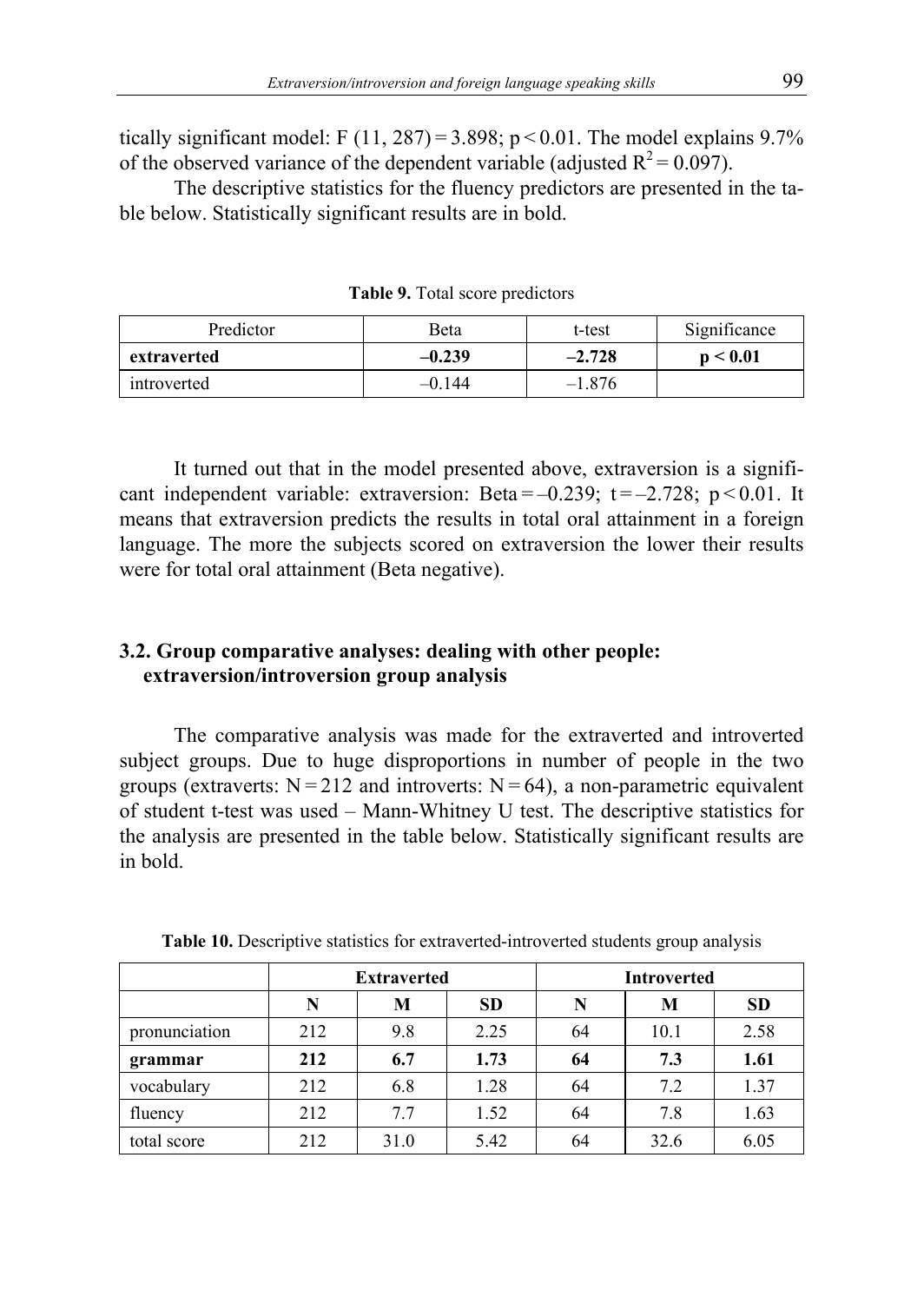tically significant model: $F(11, 287) = 3.898$; $p < 0.01$. The model explains 9.7% of the observed variance of the dependent variable (adjusted $R^2 = 0.097$).

The descriptive statistics for the fluency predictors are presented in the table below. Statistically significant results are in bold.

**Table 9.** Total score predictors

| Predictor | Beta | t-test | Significance |
|---|---|---|---|
| **extraverted** | **–0.239** | **–2.728** | **p < 0.01** |
| introverted | –0.144 | –1.876 | |

It turned out that in the model presented above, extraversion is a significant independent variable: extraversion: Beta = –0.239; $t = -2.728$; $p < 0.01$. It means that extraversion predicts the results in total oral attainment in a foreign language. The more the subjects scored on extraversion the lower their results were for total oral attainment (Beta negative).

## 3.2. Group comparative analyses: dealing with other people: extraversion/introversion group analysis

The comparative analysis was made for the extraverted and introverted subject groups. Due to huge disproportions in number of people in the two groups (extraverts: $N = 212$ and introverts: $N = 64$), a non-parametric equivalent of student t-test was used – Mann-Whitney U test. The descriptive statistics for the analysis are presented in the table below. Statistically significant results are in bold.

**Table 10.** Descriptive statistics for extraverted-introverted students group analysis

| | **Extraverted** | | | **Introverted** | | |
|---|---|---|---|---|---|---|
| | **N** | **M** | **SD** | **N** | **M** | **SD** |
| pronunciation | 212 | 9.8 | 2.25 | 64 | 10.1 | 2.58 |
| **grammar** | **212** | **6.7** | **1.73** | **64** | **7.3** | **1.61** |
| vocabulary | 212 | 6.8 | 1.28 | 64 | 7.2 | 1.37 |
| fluency | 212 | 7.7 | 1.52 | 64 | 7.8 | 1.63 |
| total score | 212 | 31.0 | 5.42 | 64 | 32.6 | 6.05 |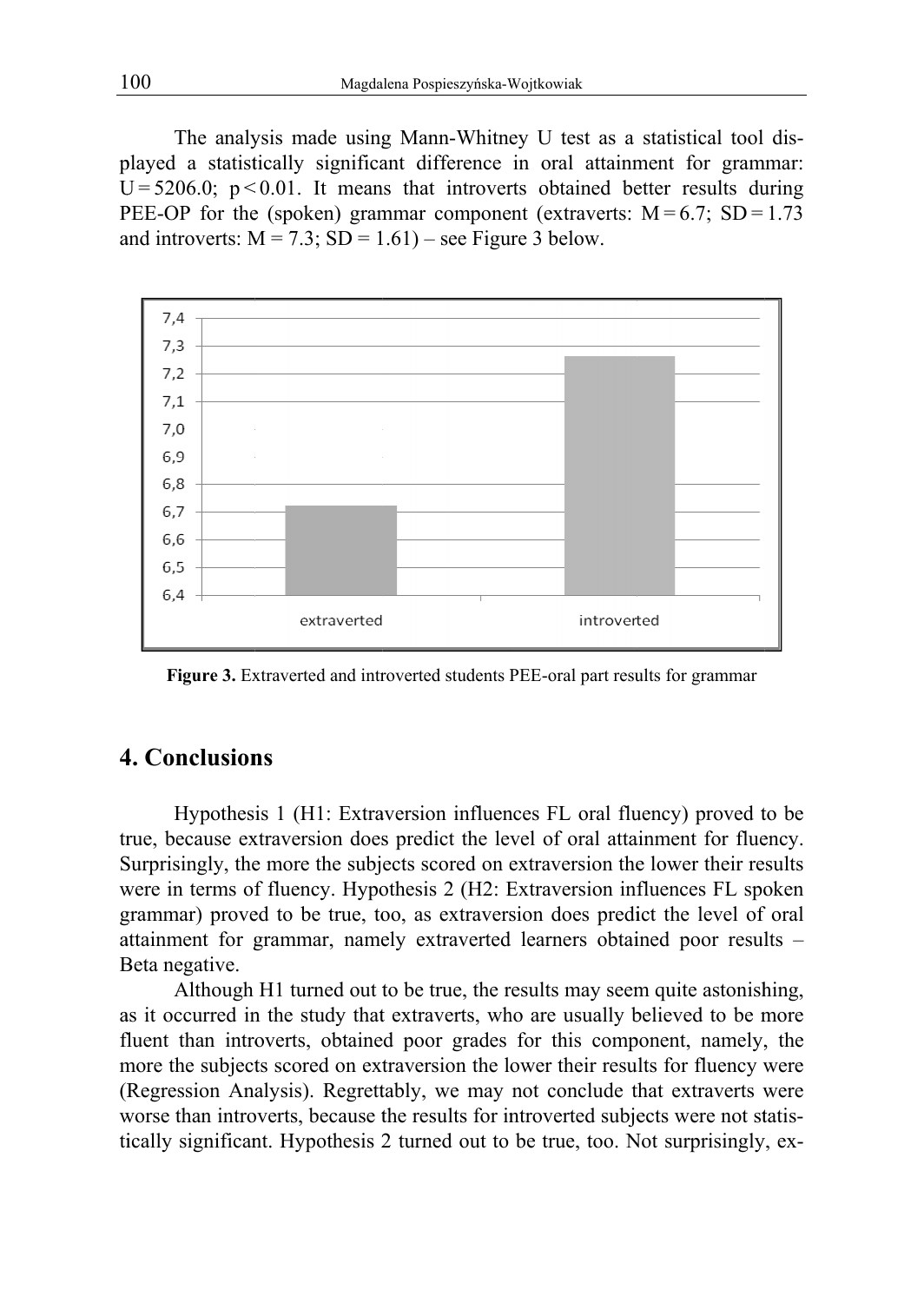The analysis made using Mann-Whitney U test as a statistical tool displayed a statistically significant difference in oral attainment for grammar: $U = 5206.0$; $p < 0.01$. It means that introverts obtained better results during PEE-OP for the (spoken) grammar component (extraverts: $M = 6.7$; $SD = 1.73$ and introverts: $M = 7.3$; $SD = 1.61$) – see Figure 3 below.

**Figure 3.** Extraverted and introverted students PEE-oral part results for grammar

## 4. Conclusions

Hypothesis 1 (H1: Extraversion influences FL oral fluency) proved to be true, because extraversion does predict the level of oral attainment for fluency. Surprisingly, the more the subjects scored on extraversion the lower their results were in terms of fluency. Hypothesis 2 (H2: Extraversion influences FL spoken grammar) proved to be true, too, as extraversion does predict the level of oral attainment for grammar, namely extraverted learners obtained poor results – Beta negative.

Although H1 turned out to be true, the results may seem quite astonishing, as it occurred in the study that extraverts, who are usually believed to be more fluent than introverts, obtained poor grades for this component, namely, the more the subjects scored on extraversion the lower their results for fluency were (Regression Analysis). Regrettably, we may not conclude that extraverts were worse than introverts, because the results for introverted subjects were not statistically significant. Hypothesis 2 turned out to be true, too. Not surprisingly, ex-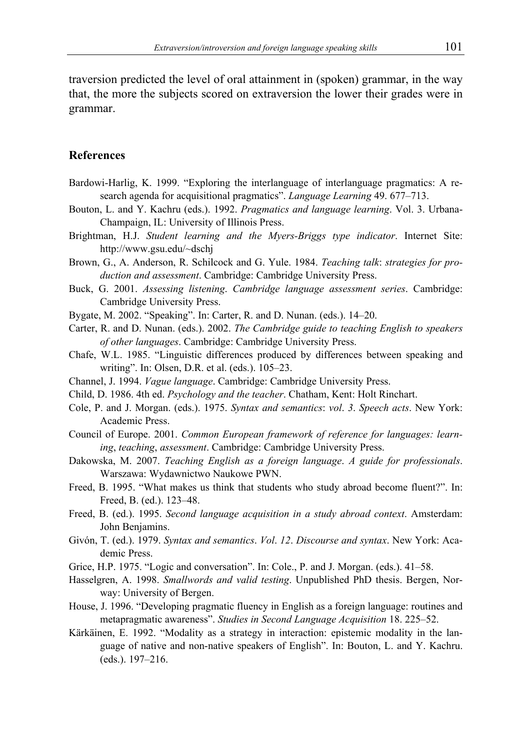traversion predicted the level of oral attainment in (spoken) grammar, in the way that, the more the subjects scored on extraversion the lower their grades were in grammar.

## References

Bardowi-Harlig, K. 1999. "Exploring the interlanguage of interlanguage pragmatics: A research agenda for acquisitional pragmatics". *Language Learning* 49. 677–713.

Bouton, L. and Y. Kachru (eds.). 1992. *Pragmatics and language learning*. Vol. 3. Urbana-Champaign, IL: University of Illinois Press.

Brightman, H.J. *Student learning and the Myers-Briggs type indicator*. Internet Site: http://www.gsu.edu/~dschj

Brown, G., A. Anderson, R. Schilcock and G. Yule. 1984. *Teaching talk*: *strategies for production and assessment*. Cambridge: Cambridge University Press.

Buck, G. 2001. *Assessing listening*. *Cambridge language assessment series*. Cambridge: Cambridge University Press.

Bygate, M. 2002. "Speaking". In: Carter, R. and D. Nunan. (eds.). 14–20.

Carter, R. and D. Nunan. (eds.). 2002. *The Cambridge guide to teaching English to speakers of other languages*. Cambridge: Cambridge University Press.

Chafe, W.L. 1985. "Linguistic differences produced by differences between speaking and writing". In: Olsen, D.R. et al. (eds.). 105–23.

Channel, J. 1994. *Vague language*. Cambridge: Cambridge University Press.

Child, D. 1986. 4th ed. *Psychology and the teacher*. Chatham, Kent: Holt Rinchart.

Cole, P. and J. Morgan. (eds.). 1975. *Syntax and semantics*: *vol*. *3*. *Speech acts*. New York: Academic Press.

Council of Europe. 2001. *Common European framework of reference for languages: learning*, *teaching*, *assessment*. Cambridge: Cambridge University Press.

Dakowska, M. 2007. *Teaching English as a foreign language*. *A guide for professionals*. Warszawa: Wydawnictwo Naukowe PWN.

Freed, B. 1995. "What makes us think that students who study abroad become fluent?". In: Freed, B. (ed.). 123–48.

Freed, B. (ed.). 1995. *Second language acquisition in a study abroad context*. Amsterdam: John Benjamins.

Givón, T. (ed.). 1979. *Syntax and semantics*. *Vol*. *12*. *Discourse and syntax*. New York: Academic Press.

Grice, H.P. 1975. "Logic and conversation". In: Cole., P. and J. Morgan. (eds.). 41–58.

Hasselgren, A. 1998. *Smallwords and valid testing*. Unpublished PhD thesis. Bergen, Norway: University of Bergen.

House, J. 1996. "Developing pragmatic fluency in English as a foreign language: routines and metapragmatic awareness". *Studies in Second Language Acquisition* 18. 225–52.

Kärkäinen, E. 1992. "Modality as a strategy in interaction: epistemic modality in the language of native and non-native speakers of English". In: Bouton, L. and Y. Kachru. (eds.). 197–216.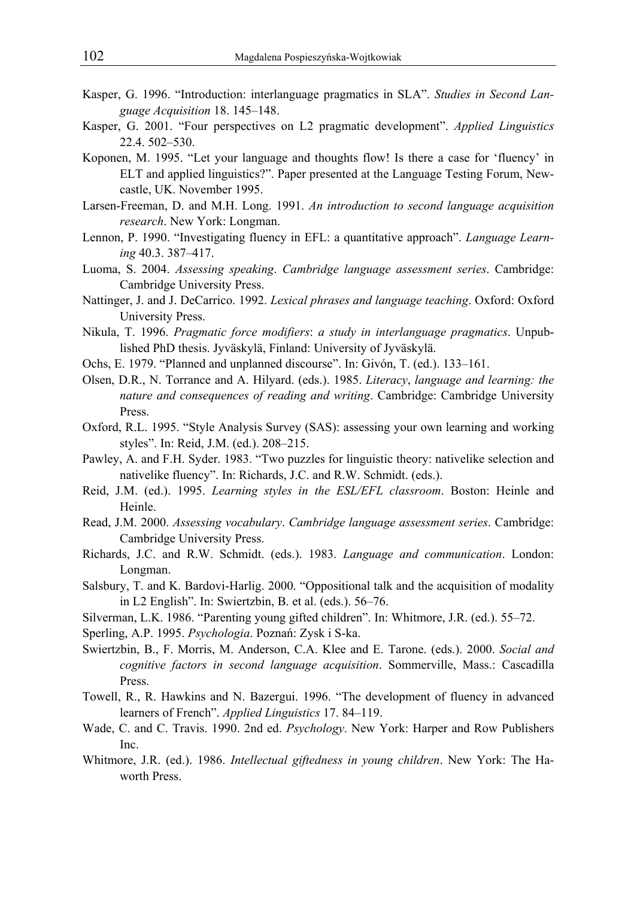Kasper, G. 1996. "Introduction: interlanguage pragmatics in SLA". *Studies in Second Language Acquisition* 18. 145–148.

Kasper, G. 2001. "Four perspectives on L2 pragmatic development". *Applied Linguistics* 22.4. 502–530.

Koponen, M. 1995. "Let your language and thoughts flow! Is there a case for 'fluency' in ELT and applied linguistics?". Paper presented at the Language Testing Forum, Newcastle, UK. November 1995.

Larsen-Freeman, D. and M.H. Long. 1991. *An introduction to second language acquisition research*. New York: Longman.

Lennon, P. 1990. "Investigating fluency in EFL: a quantitative approach". *Language Learning* 40.3. 387–417.

Luoma, S. 2004. *Assessing speaking*. *Cambridge language assessment series*. Cambridge: Cambridge University Press.

Nattinger, J. and J. DeCarrico. 1992. *Lexical phrases and language teaching*. Oxford: Oxford University Press.

Nikula, T. 1996. *Pragmatic force modifiers*: *a study in interlanguage pragmatics*. Unpublished PhD thesis. Jyväskylä, Finland: University of Jyväskylä.

Ochs, E. 1979. "Planned and unplanned discourse". In: Givón, T. (ed.). 133–161.

Olsen, D.R., N. Torrance and A. Hilyard. (eds.). 1985. *Literacy*, *language and learning: the nature and consequences of reading and writing*. Cambridge: Cambridge University Press.

Oxford, R.L. 1995. "Style Analysis Survey (SAS): assessing your own learning and working styles". In: Reid, J.M. (ed.). 208–215.

Pawley, A. and F.H. Syder. 1983. "Two puzzles for linguistic theory: nativelike selection and nativelike fluency". In: Richards, J.C. and R.W. Schmidt. (eds.).

Reid, J.M. (ed.). 1995. *Learning styles in the ESL/EFL classroom*. Boston: Heinle and Heinle.

Read, J.M. 2000. *Assessing vocabulary*. *Cambridge language assessment series*. Cambridge: Cambridge University Press.

Richards, J.C. and R.W. Schmidt. (eds.). 1983. *Language and communication*. London: Longman.

Salsbury, T. and K. Bardovi-Harlig. 2000. "Oppositional talk and the acquisition of modality in L2 English". In: Swiertzbin, B. et al. (eds.). 56–76.

Silverman, L.K. 1986. "Parenting young gifted children". In: Whitmore, J.R. (ed.). 55–72.

Sperling, A.P. 1995. *Psychologia*. Poznań: Zysk i S-ka.

Swiertzbin, B., F. Morris, M. Anderson, C.A. Klee and E. Tarone. (eds.). 2000. *Social and cognitive factors in second language acquisition*. Sommerville, Mass.: Cascadilla Press.

Towell, R., R. Hawkins and N. Bazergui. 1996. "The development of fluency in advanced learners of French". *Applied Linguistics* 17. 84–119.

Wade, C. and C. Travis. 1990. 2nd ed. *Psychology*. New York: Harper and Row Publishers Inc.

Whitmore, J.R. (ed.). 1986. *Intellectual giftedness in young children*. New York: The Haworth Press.